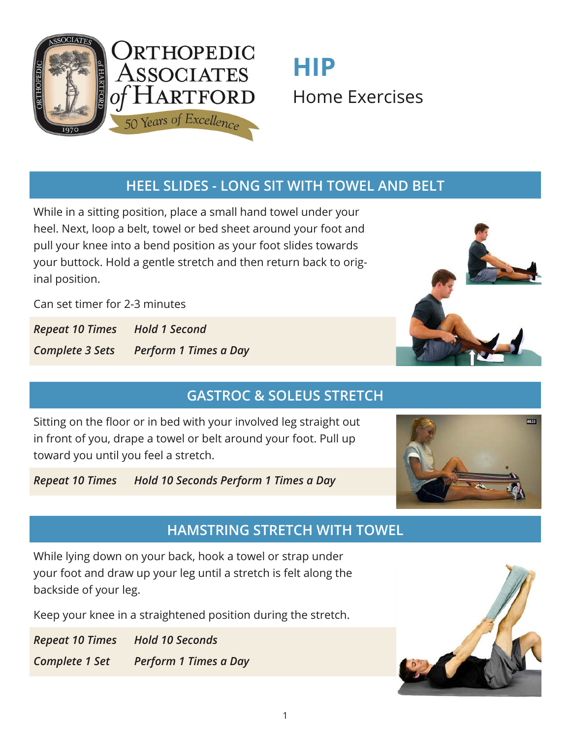# Orthopedic Associates of Hartford

50 Years of Excellence

# HIP

Home Exercises

## HEEL SLIDES - LONG SIT WITH TOWEL AND BELT

While in a sitting position, place a small hand towel under your heel. Next, loop a belt, towel or bed sheet around your foot and pull your knee into a bend position as your foot slides towards your buttock. Hold a gentle stretch and then return back to original position.

Can set timer for 2-3 minutes

*Repeat 10 Times* *Hold 1 Second*

*Complete 3 Sets* *Perform 1 Times a Day*

## GASTROC & SOLEUS STRETCH

Sitting on the floor or in bed with your involved leg straight out in front of you, drape a towel or belt around your foot. Pull up toward you until you feel a stretch.

*Repeat 10 Times* *Hold 10 Seconds* *Perform 1 Times a Day*

## HAMSTRING STRETCH WITH TOWEL

While lying down on your back, hook a towel or strap under your foot and draw up your leg until a stretch is felt along the backside of your leg.

Keep your knee in a straightened position during the stretch.

*Repeat 10 Times* *Hold 10 Seconds*

*Complete 1 Set* *Perform 1 Times a Day*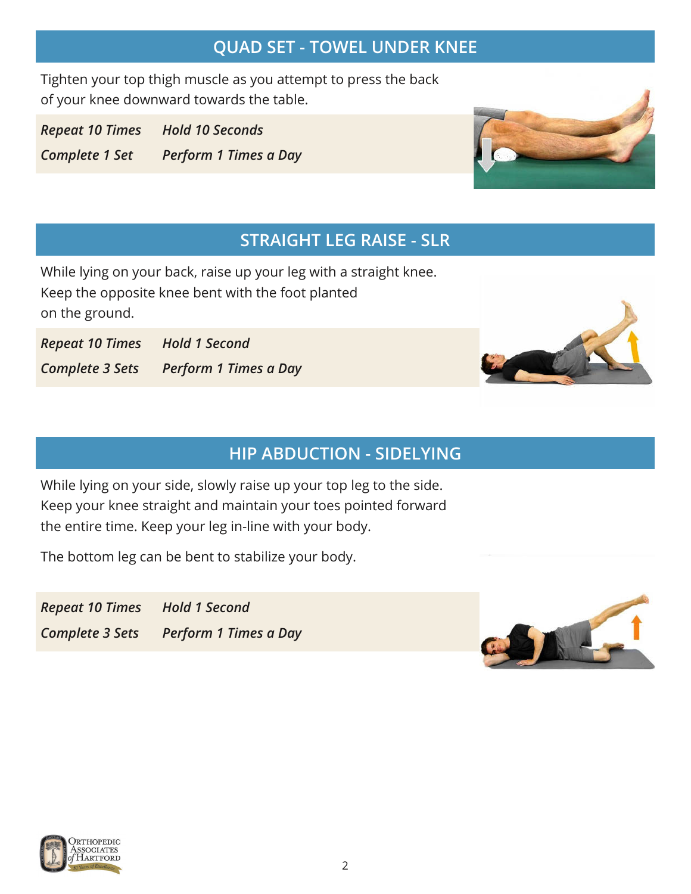## QUAD SET - TOWEL UNDER KNEE

Tighten your top thigh muscle as you attempt to press the back of your knee downward towards the table.

*Repeat 10 Times* *Hold 10 Seconds*
*Complete 1 Set* *Perform 1 Times a Day*

## STRAIGHT LEG RAISE - SLR

While lying on your back, raise up your leg with a straight knee. Keep the opposite knee bent with the foot planted on the ground.

*Repeat 10 Times* *Hold 1 Second*
*Complete 3 Sets* *Perform 1 Times a Day*

## HIP ABDUCTION - SIDELYING

While lying on your side, slowly raise up your top leg to the side. Keep your knee straight and maintain your toes pointed forward the entire time. Keep your leg in-line with your body.

The bottom leg can be bent to stabilize your body.

*Repeat 10 Times* *Hold 1 Second*
*Complete 3 Sets* *Perform 1 Times a Day*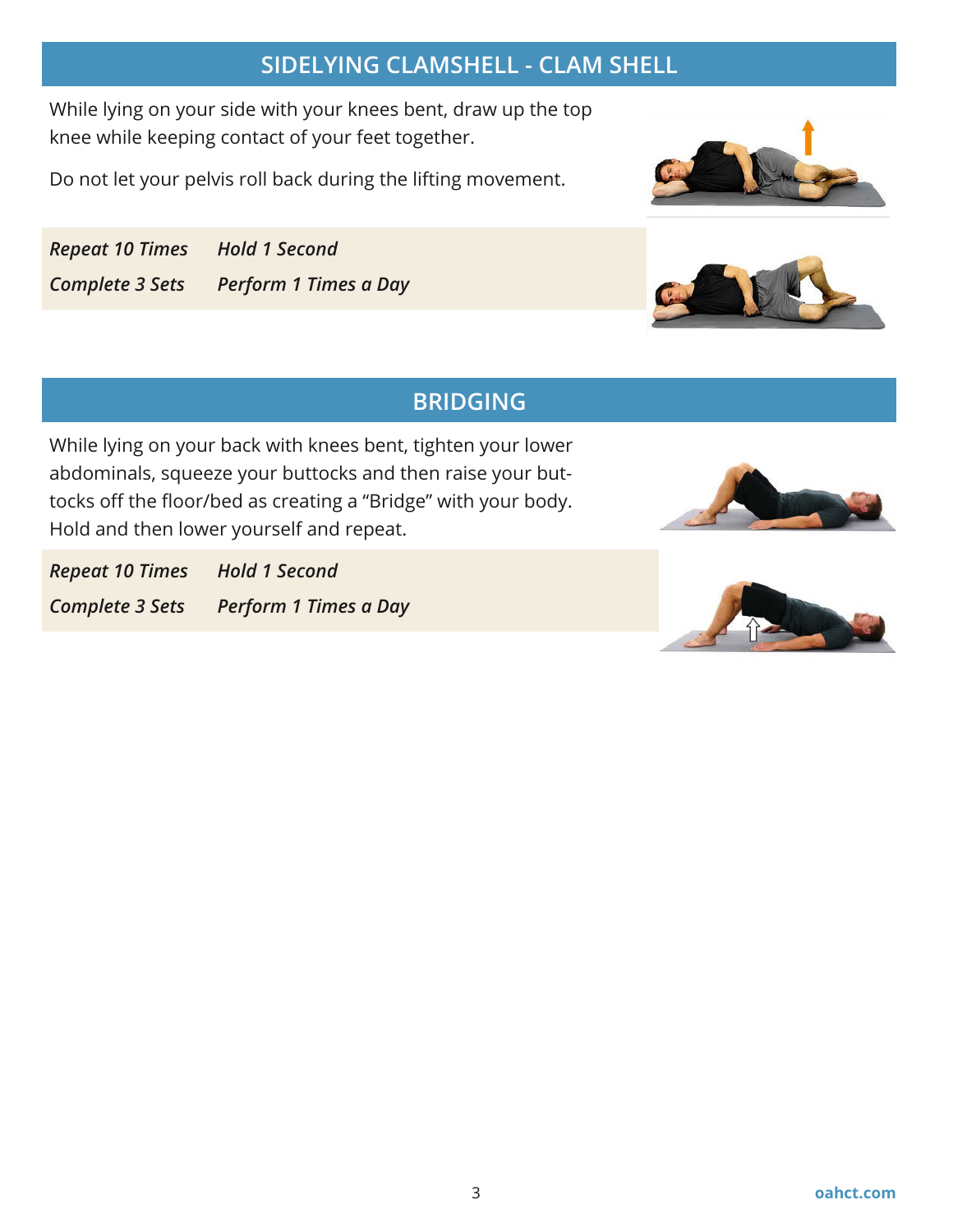## SIDELYING CLAMSHELL - CLAM SHELL

While lying on your side with your knees bent, draw up the top knee while keeping contact of your feet together.

Do not let your pelvis roll back during the lifting movement.

| | |
|---|---|
| *Repeat 10 Times* | *Hold 1 Second* |
| *Complete 3 Sets* | *Perform 1 Times a Day* |

## BRIDGING

While lying on your back with knees bent, tighten your lower abdominals, squeeze your buttocks and then raise your buttocks off the floor/bed as creating a "Bridge" with your body. Hold and then lower yourself and repeat.

| | |
|---|---|
| *Repeat 10 Times* | *Hold 1 Second* |
| *Complete 3 Sets* | *Perform 1 Times a Day* |